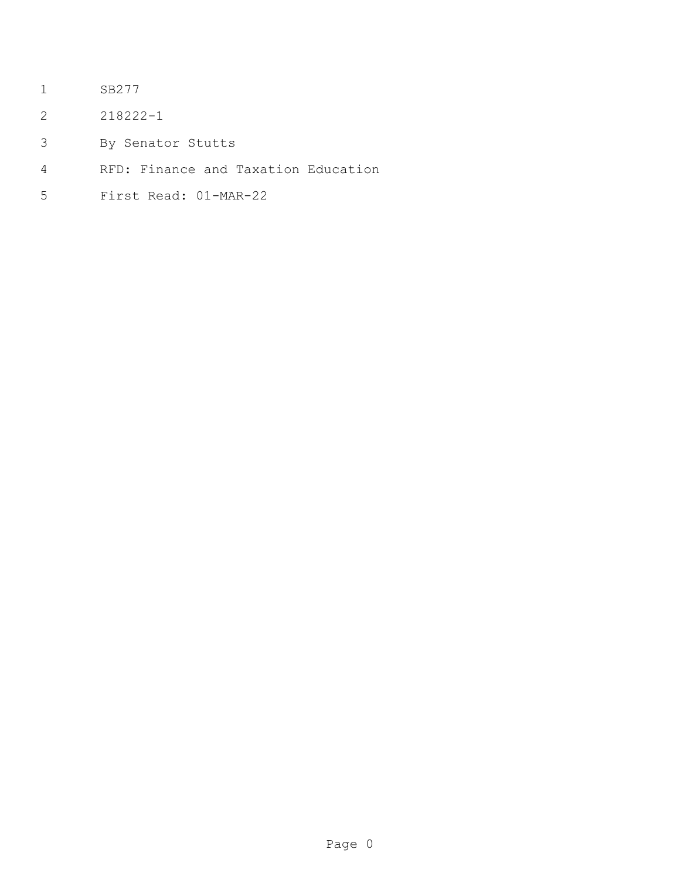SB277

218222-1

By Senator Stutts

RFD: Finance and Taxation Education

First Read: 01-MAR-22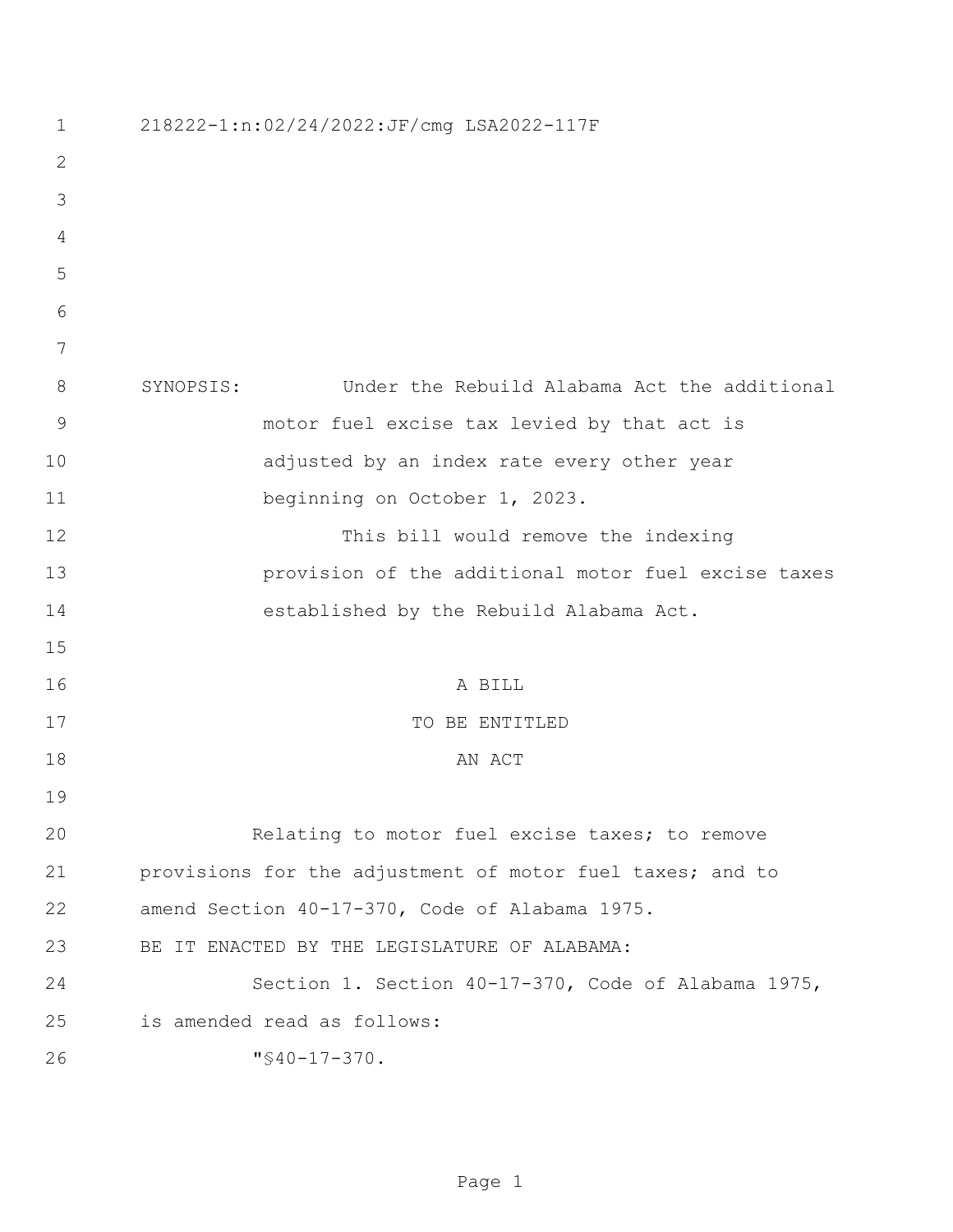218222-1:n:02/24/2022:JF/cmg LSA2022-117F

SYNOPSIS: Under the Rebuild Alabama Act the additional motor fuel excise tax levied by that act is adjusted by an index rate every other year beginning on October 1, 2023.

This bill would remove the indexing provision of the additional motor fuel excise taxes established by the Rebuild Alabama Act.

A BILL
TO BE ENTITLED
AN ACT

Relating to motor fuel excise taxes; to remove provisions for the adjustment of motor fuel taxes; and to amend Section 40-17-370, Code of Alabama 1975.

BE IT ENACTED BY THE LEGISLATURE OF ALABAMA:

Section 1. Section 40-17-370, Code of Alabama 1975, is amended read as follows:

"§40-17-370.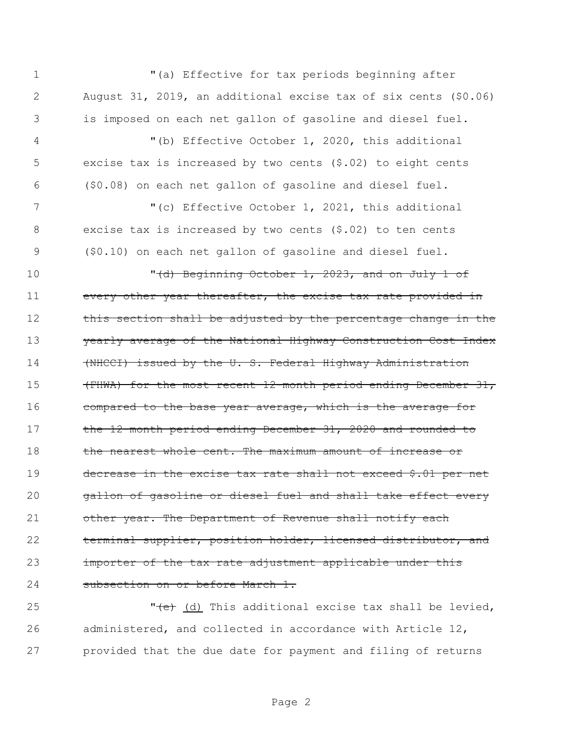"(a) Effective for tax periods beginning after August 31, 2019, an additional excise tax of six cents ($0.06) is imposed on each net gallon of gasoline and diesel fuel.

"(b) Effective October 1, 2020, this additional excise tax is increased by two cents ($.02) to eight cents ($0.08) on each net gallon of gasoline and diesel fuel.

"(c) Effective October 1, 2021, this additional excise tax is increased by two cents ($.02) to ten cents ($0.10) on each net gallon of gasoline and diesel fuel.

"~~(d) Beginning October 1, 2023, and on July 1 of every other year thereafter, the excise tax rate provided in this section shall be adjusted by the percentage change in the yearly average of the National Highway Construction Cost Index (NHCCI) issued by the U. S. Federal Highway Administration (FHWA) for the most recent 12-month period ending December 31, compared to the base year average, which is the average for the 12-month period ending December 31, 2020 and rounded to the nearest whole cent. The maximum amount of increase or decrease in the excise tax rate shall not exceed $.01 per net gallon of gasoline or diesel fuel and shall take effect every other year. The Department of Revenue shall notify each terminal supplier, position holder, licensed distributor, and importer of the tax rate adjustment applicable under this subsection on or before March 1.~~

"~~(e)~~ <u>(d)</u> This additional excise tax shall be levied, administered, and collected in accordance with Article 12, provided that the due date for payment and filing of returns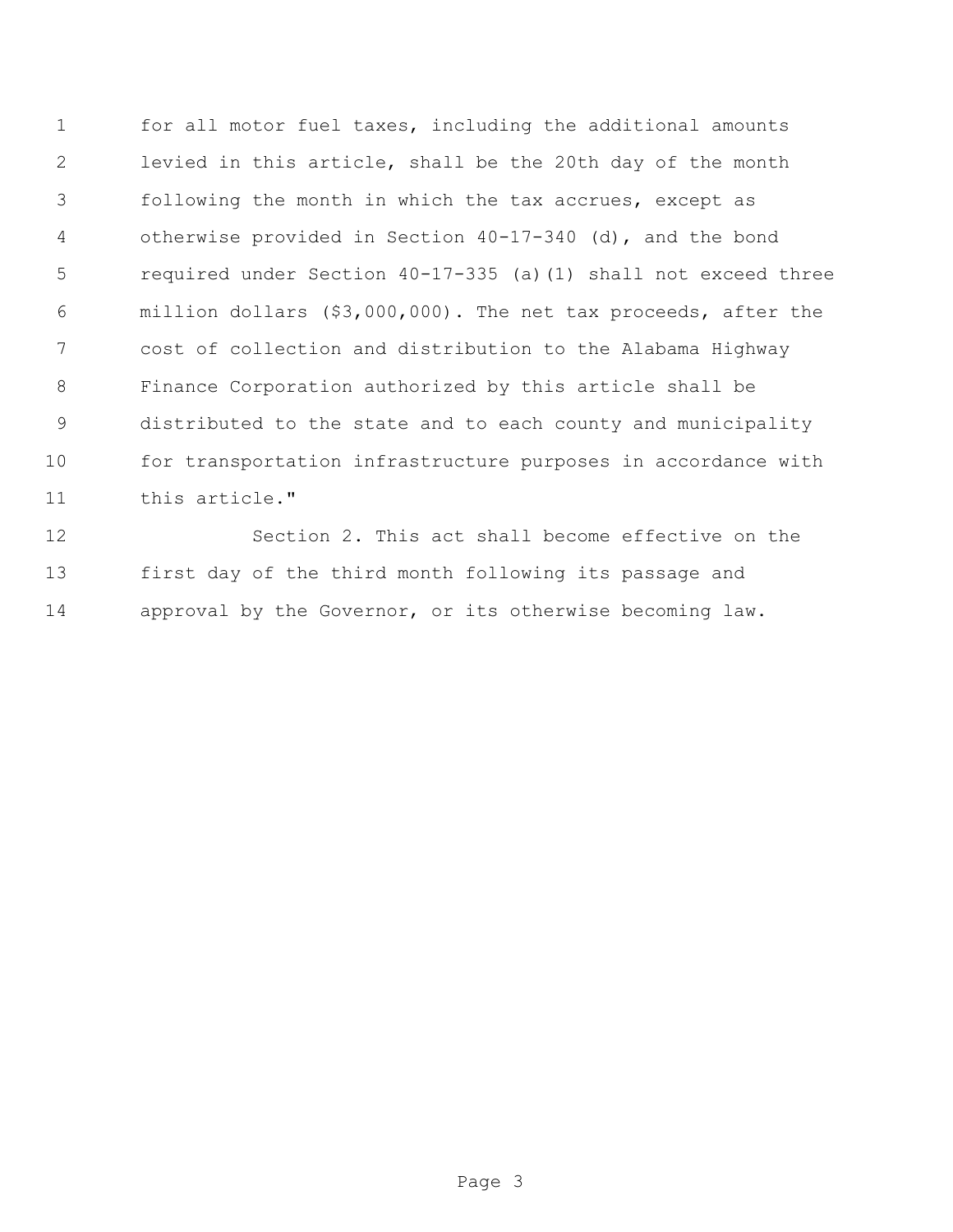for all motor fuel taxes, including the additional amounts levied in this article, shall be the 20th day of the month following the month in which the tax accrues, except as otherwise provided in Section 40-17-340 (d), and the bond required under Section 40-17-335 (a)(1) shall not exceed three million dollars ($3,000,000). The net tax proceeds, after the cost of collection and distribution to the Alabama Highway Finance Corporation authorized by this article shall be distributed to the state and to each county and municipality for transportation infrastructure purposes in accordance with this article."

Section 2. This act shall become effective on the first day of the third month following its passage and approval by the Governor, or its otherwise becoming law.